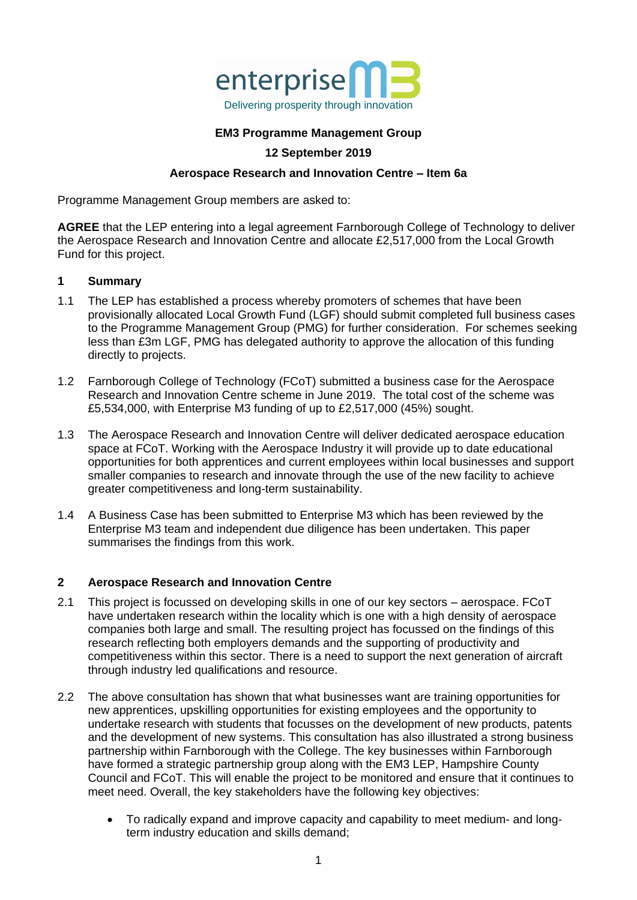enterprise M3
Delivering prosperity through innovation

**EM3 Programme Management Group**

**12 September 2019**

**Aerospace Research and Innovation Centre – Item 6a**

Programme Management Group members are asked to:

**AGREE** that the LEP entering into a legal agreement Farnborough College of Technology to deliver the Aerospace Research and Innovation Centre and allocate £2,517,000 from the Local Growth Fund for this project.

## 1 Summary

1.1 The LEP has established a process whereby promoters of schemes that have been provisionally allocated Local Growth Fund (LGF) should submit completed full business cases to the Programme Management Group (PMG) for further consideration. For schemes seeking less than £3m LGF, PMG has delegated authority to approve the allocation of this funding directly to projects.

1.2 Farnborough College of Technology (FCoT) submitted a business case for the Aerospace Research and Innovation Centre scheme in June 2019. The total cost of the scheme was £5,534,000, with Enterprise M3 funding of up to £2,517,000 (45%) sought.

1.3 The Aerospace Research and Innovation Centre will deliver dedicated aerospace education space at FCoT. Working with the Aerospace Industry it will provide up to date educational opportunities for both apprentices and current employees within local businesses and support smaller companies to research and innovate through the use of the new facility to achieve greater competitiveness and long-term sustainability.

1.4 A Business Case has been submitted to Enterprise M3 which has been reviewed by the Enterprise M3 team and independent due diligence has been undertaken. This paper summarises the findings from this work.

## 2 Aerospace Research and Innovation Centre

2.1 This project is focussed on developing skills in one of our key sectors – aerospace. FCoT have undertaken research within the locality which is one with a high density of aerospace companies both large and small. The resulting project has focussed on the findings of this research reflecting both employers demands and the supporting of productivity and competitiveness within this sector. There is a need to support the next generation of aircraft through industry led qualifications and resource.

2.2 The above consultation has shown that what businesses want are training opportunities for new apprentices, upskilling opportunities for existing employees and the opportunity to undertake research with students that focusses on the development of new products, patents and the development of new systems. This consultation has also illustrated a strong business partnership within Farnborough with the College. The key businesses within Farnborough have formed a strategic partnership group along with the EM3 LEP, Hampshire County Council and FCoT. This will enable the project to be monitored and ensure that it continues to meet need. Overall, the key stakeholders have the following key objectives:

- To radically expand and improve capacity and capability to meet medium- and long-term industry education and skills demand;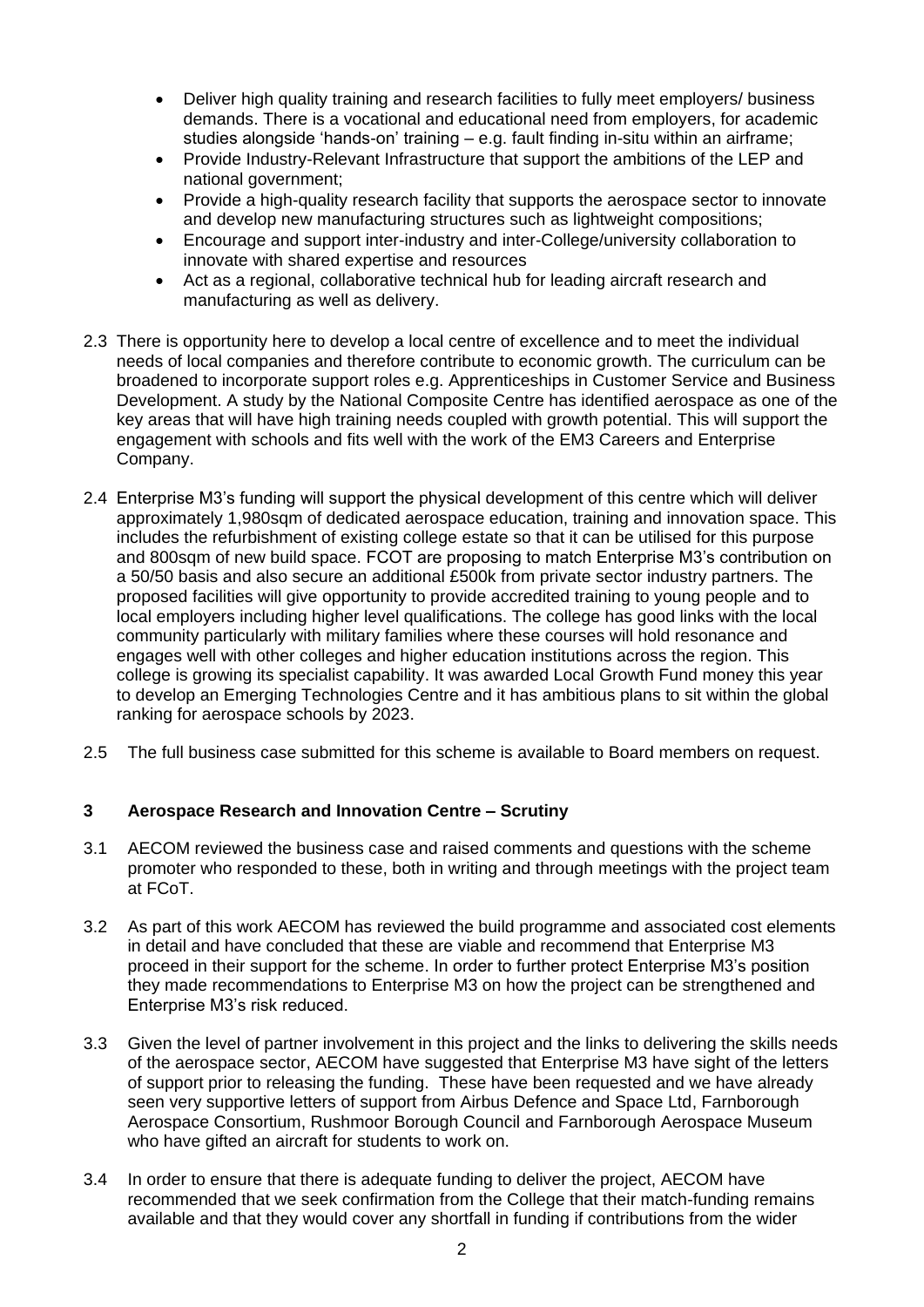- Deliver high quality training and research facilities to fully meet employers/ business demands. There is a vocational and educational need from employers, for academic studies alongside 'hands-on' training – e.g. fault finding in-situ within an airframe;
- Provide Industry-Relevant Infrastructure that support the ambitions of the LEP and national government;
- Provide a high-quality research facility that supports the aerospace sector to innovate and develop new manufacturing structures such as lightweight compositions;
- Encourage and support inter-industry and inter-College/university collaboration to innovate with shared expertise and resources
- Act as a regional, collaborative technical hub for leading aircraft research and manufacturing as well as delivery.

2.3 There is opportunity here to develop a local centre of excellence and to meet the individual needs of local companies and therefore contribute to economic growth. The curriculum can be broadened to incorporate support roles e.g. Apprenticeships in Customer Service and Business Development. A study by the National Composite Centre has identified aerospace as one of the key areas that will have high training needs coupled with growth potential. This will support the engagement with schools and fits well with the work of the EM3 Careers and Enterprise Company.

2.4 Enterprise M3's funding will support the physical development of this centre which will deliver approximately 1,980sqm of dedicated aerospace education, training and innovation space. This includes the refurbishment of existing college estate so that it can be utilised for this purpose and 800sqm of new build space. FCOT are proposing to match Enterprise M3's contribution on a 50/50 basis and also secure an additional £500k from private sector industry partners. The proposed facilities will give opportunity to provide accredited training to young people and to local employers including higher level qualifications. The college has good links with the local community particularly with military families where these courses will hold resonance and engages well with other colleges and higher education institutions across the region. This college is growing its specialist capability. It was awarded Local Growth Fund money this year to develop an Emerging Technologies Centre and it has ambitious plans to sit within the global ranking for aerospace schools by 2023.

2.5 The full business case submitted for this scheme is available to Board members on request.

## 3 Aerospace Research and Innovation Centre – Scrutiny

3.1 AECOM reviewed the business case and raised comments and questions with the scheme promoter who responded to these, both in writing and through meetings with the project team at FCoT.

3.2 As part of this work AECOM has reviewed the build programme and associated cost elements in detail and have concluded that these are viable and recommend that Enterprise M3 proceed in their support for the scheme. In order to further protect Enterprise M3's position they made recommendations to Enterprise M3 on how the project can be strengthened and Enterprise M3's risk reduced.

3.3 Given the level of partner involvement in this project and the links to delivering the skills needs of the aerospace sector, AECOM have suggested that Enterprise M3 have sight of the letters of support prior to releasing the funding. These have been requested and we have already seen very supportive letters of support from Airbus Defence and Space Ltd, Farnborough Aerospace Consortium, Rushmoor Borough Council and Farnborough Aerospace Museum who have gifted an aircraft for students to work on.

3.4 In order to ensure that there is adequate funding to deliver the project, AECOM have recommended that we seek confirmation from the College that their match-funding remains available and that they would cover any shortfall in funding if contributions from the wider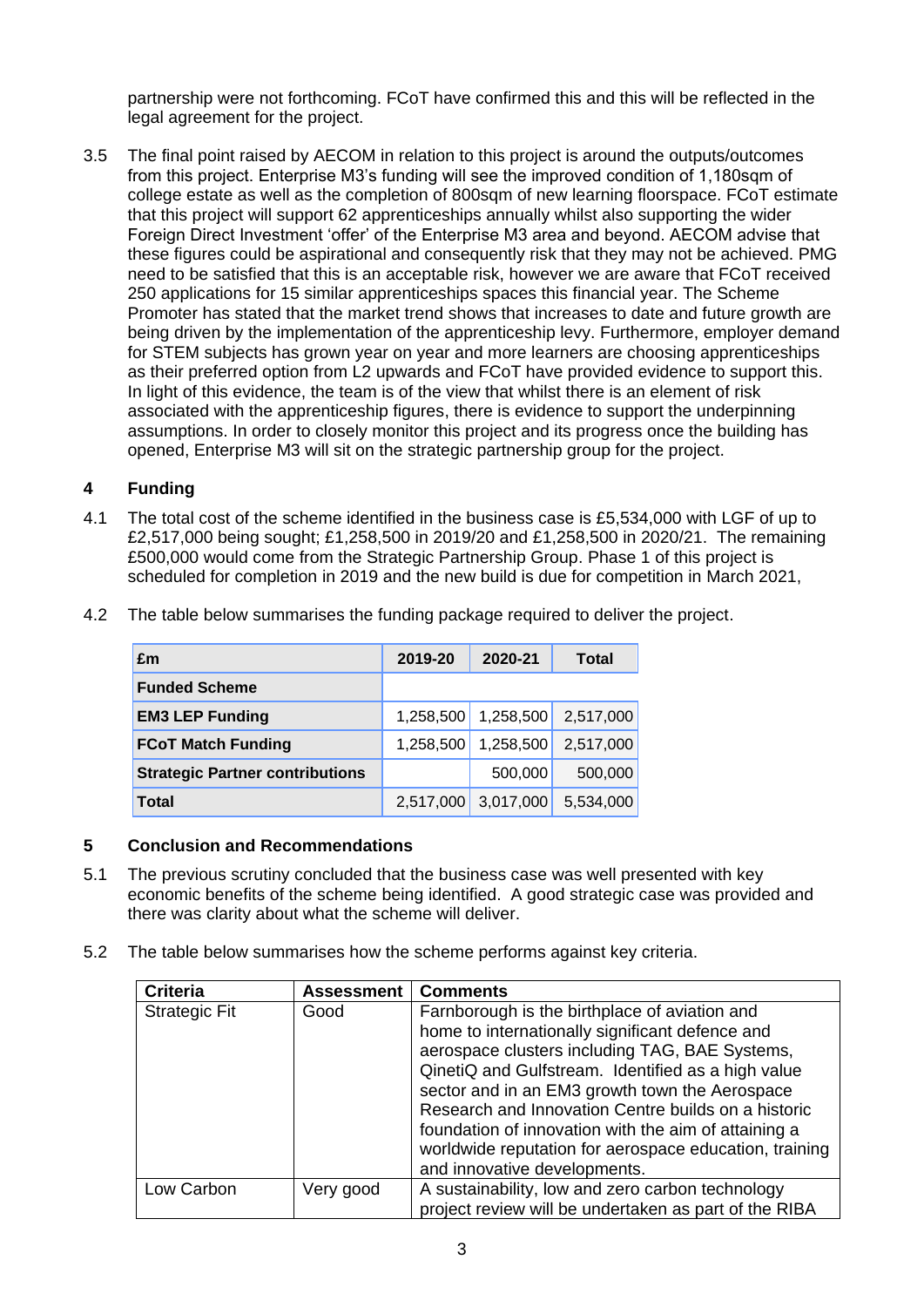partnership were not forthcoming. FCoT have confirmed this and this will be reflected in the legal agreement for the project.

3.5 The final point raised by AECOM in relation to this project is around the outputs/outcomes from this project. Enterprise M3's funding will see the improved condition of 1,180sqm of college estate as well as the completion of 800sqm of new learning floorspace. FCoT estimate that this project will support 62 apprenticeships annually whilst also supporting the wider Foreign Direct Investment 'offer' of the Enterprise M3 area and beyond. AECOM advise that these figures could be aspirational and consequently risk that they may not be achieved. PMG need to be satisfied that this is an acceptable risk, however we are aware that FCoT received 250 applications for 15 similar apprenticeships spaces this financial year. The Scheme Promoter has stated that the market trend shows that increases to date and future growth are being driven by the implementation of the apprenticeship levy. Furthermore, employer demand for STEM subjects has grown year on year and more learners are choosing apprenticeships as their preferred option from L2 upwards and FCoT have provided evidence to support this. In light of this evidence, the team is of the view that whilst there is an element of risk associated with the apprenticeship figures, there is evidence to support the underpinning assumptions. In order to closely monitor this project and its progress once the building has opened, Enterprise M3 will sit on the strategic partnership group for the project.

## 4 Funding

4.1 The total cost of the scheme identified in the business case is £5,534,000 with LGF of up to £2,517,000 being sought; £1,258,500 in 2019/20 and £1,258,500 in 2020/21. The remaining £500,000 would come from the Strategic Partnership Group. Phase 1 of this project is scheduled for completion in 2019 and the new build is due for competition in March 2021,

4.2 The table below summarises the funding package required to deliver the project.

| £m | 2019-20 | 2020-21 | Total |
|---|---|---|---|
| **Funded Scheme** | | | |
| **EM3 LEP Funding** | 1,258,500 | 1,258,500 | 2,517,000 |
| **FCoT Match Funding** | 1,258,500 | 1,258,500 | 2,517,000 |
| **Strategic Partner contributions** | | 500,000 | 500,000 |
| **Total** | 2,517,000 | 3,017,000 | 5,534,000 |

## 5 Conclusion and Recommendations

5.1 The previous scrutiny concluded that the business case was well presented with key economic benefits of the scheme being identified. A good strategic case was provided and there was clarity about what the scheme will deliver.

5.2 The table below summarises how the scheme performs against key criteria.

| Criteria | Assessment | Comments |
|---|---|---|
| Strategic Fit | Good | Farnborough is the birthplace of aviation and home to internationally significant defence and aerospace clusters including TAG, BAE Systems, QinetiQ and Gulfstream. Identified as a high value sector and in an EM3 growth town the Aerospace Research and Innovation Centre builds on a historic foundation of innovation with the aim of attaining a worldwide reputation for aerospace education, training and innovative developments. |
| Low Carbon | Very good | A sustainability, low and zero carbon technology project review will be undertaken as part of the RIBA |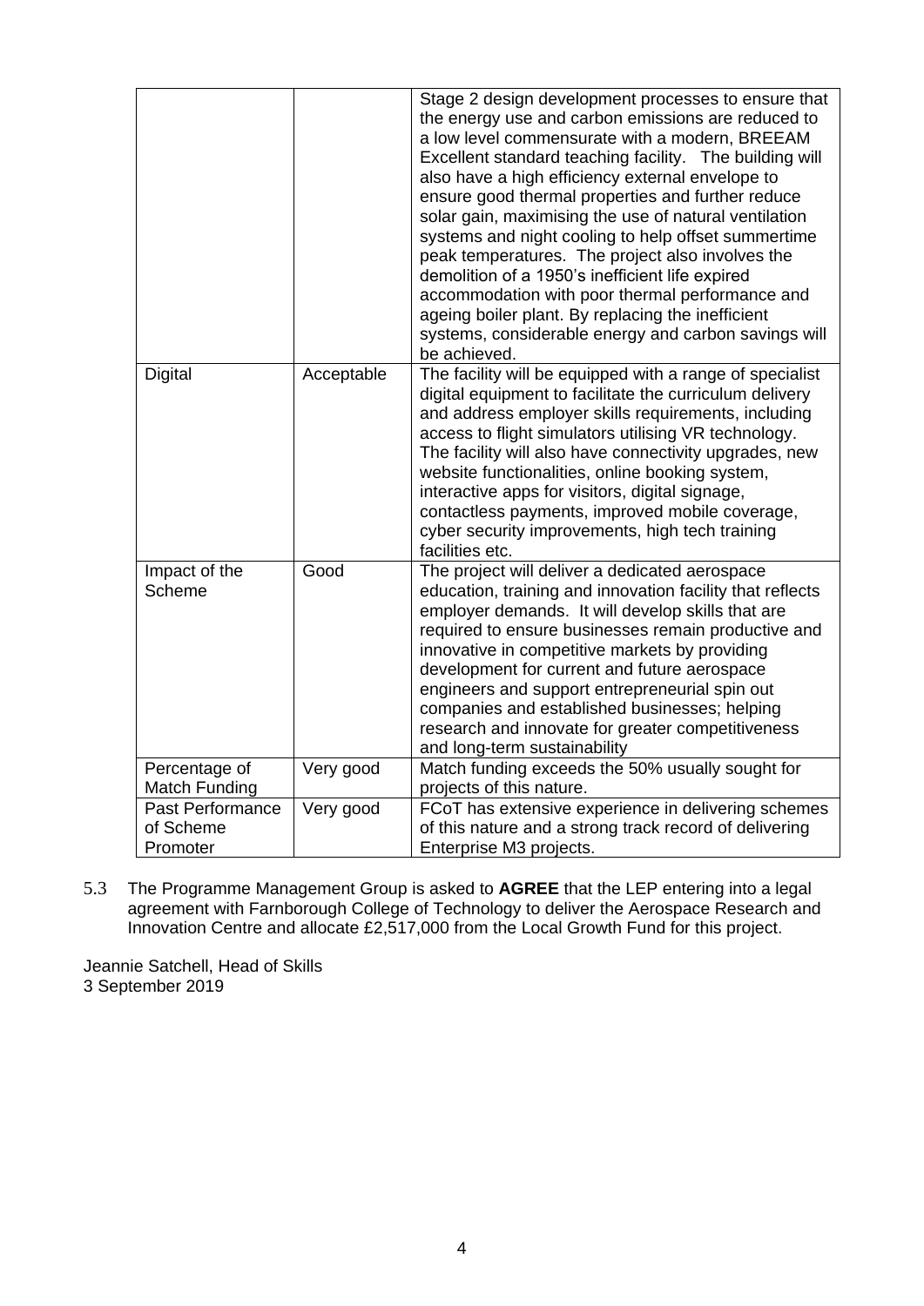| | | |
|---|---|---|
| | | Stage 2 design development processes to ensure that the energy use and carbon emissions are reduced to a low level commensurate with a modern, BREEAM Excellent standard teaching facility. The building will also have a high efficiency external envelope to ensure good thermal properties and further reduce solar gain, maximising the use of natural ventilation systems and night cooling to help offset summertime peak temperatures. The project also involves the demolition of a 1950's inefficient life expired accommodation with poor thermal performance and ageing boiler plant. By replacing the inefficient systems, considerable energy and carbon savings will be achieved. |
| Digital | Acceptable | The facility will be equipped with a range of specialist digital equipment to facilitate the curriculum delivery and address employer skills requirements, including access to flight simulators utilising VR technology. The facility will also have connectivity upgrades, new website functionalities, online booking system, interactive apps for visitors, digital signage, contactless payments, improved mobile coverage, cyber security improvements, high tech training facilities etc. |
| Impact of the Scheme | Good | The project will deliver a dedicated aerospace education, training and innovation facility that reflects employer demands. It will develop skills that are required to ensure businesses remain productive and innovative in competitive markets by providing development for current and future aerospace engineers and support entrepreneurial spin out companies and established businesses; helping research and innovate for greater competitiveness and long-term sustainability |
| Percentage of Match Funding | Very good | Match funding exceeds the 50% usually sought for projects of this nature. |
| Past Performance of Scheme Promoter | Very good | FCoT has extensive experience in delivering schemes of this nature and a strong track record of delivering Enterprise M3 projects. |

5.3 The Programme Management Group is asked to **AGREE** that the LEP entering into a legal agreement with Farnborough College of Technology to deliver the Aerospace Research and Innovation Centre and allocate £2,517,000 from the Local Growth Fund for this project.

Jeannie Satchell, Head of Skills
3 September 2019